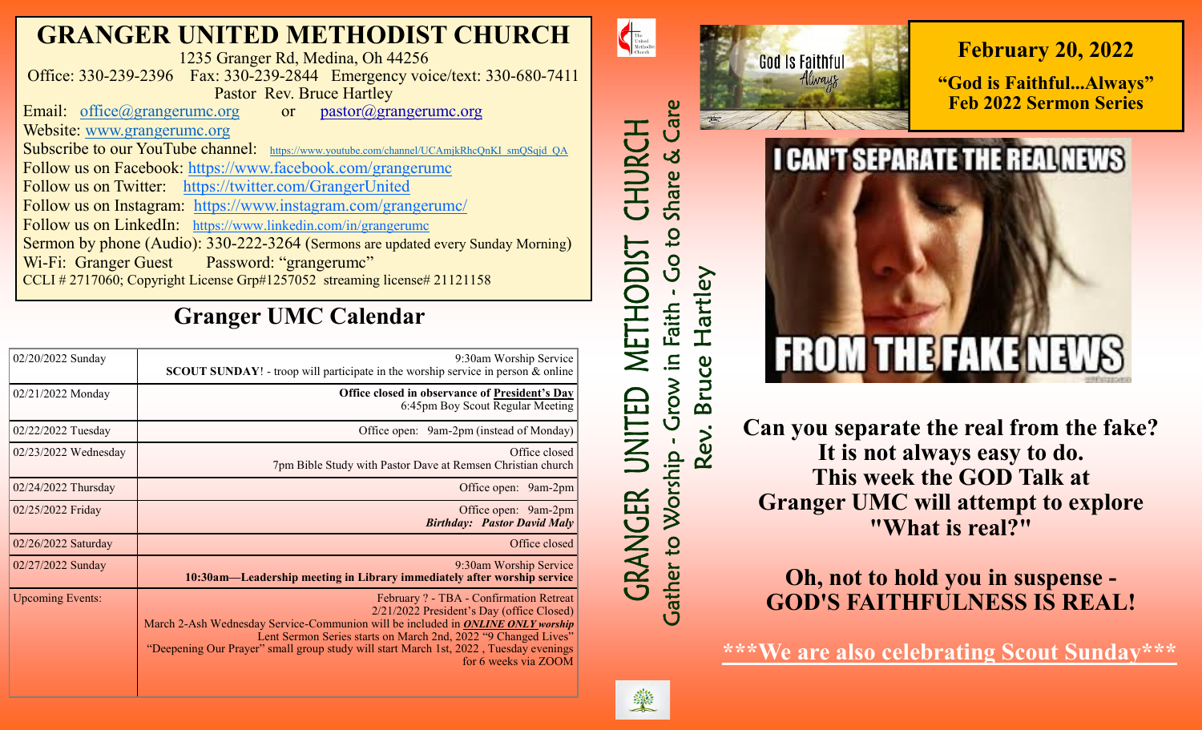# GRANGER UNITED METHODIST CHURCH

1235 Granger Rd, Medina, Oh 44256

Office: 330-239-2396 Fax: 330-239-2844 Emergency voice/text: 330-680-7411

Pastor Rev. Bruce Hartley

Email: office@grangerumc.org or pastor@grangerumc.org

Website: www.grangerumc.org

Subscribe to our YouTube channel: https://www.youtube.com/channel/UCAmjkRhcQnKI_smQSqjd_QA

Follow us on Facebook: https://www.facebook.com/grangerumc

Follow us on Twitter: https://twitter.com/GrangerUnited

Follow us on Instagram: https://www.instagram.com/grangerumc/

Follow us on LinkedIn: https://www.linkedin.com/in/grangerumc

Sermon by phone (Audio): 330-222-3264 (Sermons are updated every Sunday Morning)

Wi-Fi: Granger Guest Password: "grangerumc"

CCLI # 2717060; Copyright License Grp#1257052 streaming license# 21121158

## Granger UMC Calendar

| Date | Event |
|---|---|
| 02/20/2022 Sunday | 9:30am Worship Service<br>**SCOUT SUNDAY**! - troop will participate in the worship service in person & online |
| 02/21/2022 Monday | **Office closed in observance of President's Day**<br>6:45pm Boy Scout Regular Meeting |
| 02/22/2022 Tuesday | Office open: 9am-2pm (instead of Monday) |
| 02/23/2022 Wednesday | Office closed<br>7pm Bible Study with Pastor Dave at Remsen Christian church |
| 02/24/2022 Thursday | Office open: 9am-2pm |
| 02/25/2022 Friday | Office open: 9am-2pm<br>***Birthday: Pastor David Maly*** |
| 02/26/2022 Saturday | Office closed |
| 02/27/2022 Sunday | 9:30am Worship Service<br>**10:30am—Leadership meeting in Library immediately after worship service** |
| Upcoming Events: | February ? - TBA - Confirmation Retreat<br>2/21/2022 President's Day (office Closed)<br>March 2-Ash Wednesday Service-Communion will be included in ***ONLINE ONLY worship***<br>Lent Sermon Series starts on March 2nd, 2022 "9 Changed Lives"<br>"Deepening Our Prayer" small group study will start March 1st, 2022 , Tuesday evenings for 6 weeks via ZOOM |

GRANGER UNITED METHODIST CHURCH

Gather to Worship - Grow in Faith - Go to Share & Care

Rev. Bruce Hartley

## February 20, 2022

**"God is Faithful...Always"**
**Feb 2022 Sermon Series**

**Can you separate the real from the fake? It is not always easy to do. This week the GOD Talk at Granger UMC will attempt to explore "What is real?"**

**Oh, not to hold you in suspense - GOD'S FAITHFULNESS IS REAL!**

**\*\*\*We are also celebrating Scout Sunday\*\*\***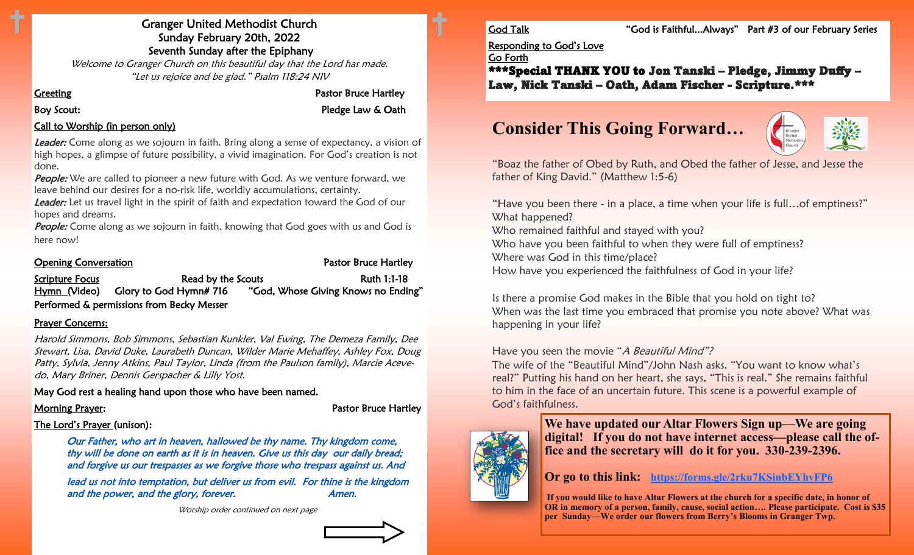# Granger United Methodist Church
## Sunday February 20th, 2022
## Seventh Sunday after the Epiphany

*Welcome to Granger Church on this beautiful day that the Lord has made.*
*"Let us rejoice and be glad." Psalm 118:24 NIV*

Greeting — Pastor Bruce Hartley

Boy Scout: — Pledge Law & Oath

Call to Worship (in person only)

***Leader:*** Come along as we sojourn in faith. Bring along a sense of expectancy, a vision of high hopes, a glimpse of future possibility, a vivid imagination. For God's creation is not done.

***People:*** We are called to pioneer a new future with God. As we venture forward, we leave behind our desires for a no-risk life, worldly accumulations, certainty.

***Leader:*** Let us travel light in the spirit of faith and expectation toward the God of our hopes and dreams.

***People:*** Come along as we sojourn in faith, knowing that God goes with us and God is here now!

Opening Conversation — Pastor Bruce Hartley

Scripture Focus — Read by the Scouts — Ruth 1:1-18

Hymn (Video) — Glory to God Hymn# 716 — "God, Whose Giving Knows no Ending"

Performed & permissions from Becky Messer

Prayer Concerns:

*Harold Simmons, Bob Simmons, Sebastian Kunkler, Val Ewing, The Demeza Family, Dee Stewart, Lisa, David Duke, Laurabeth Duncan, Wilder Marie Mehaffey, Ashley Fox, Doug Patty, Sylvia, Jenny Atkins, Paul Taylor, Linda (from the Paulson family), Marcie Acevedo, Mary Briner, Dennis Gerspacher & Lilly Yost.*

May God rest a healing hand upon those who have been named.

Morning Prayer: — Pastor Bruce Hartley

The Lord's Prayer (unison):

*Our Father, who art in heaven, hallowed be thy name. Thy kingdom come, thy will be done on earth as it is in heaven. Give us this day our daily bread; and forgive us our trespasses as we forgive those who trespass against us. And lead us not into temptation, but deliver us from evil. For thine is the kingdom and the power, and the glory, forever. Amen.*

*Worship order continued on next page*

God Talk — "God is Faithful…Always" Part #3 of our February Series

Responding to God's Love

Go Forth

**\*\*\*Special THANK YOU to Jon Tanski – Pledge, Jimmy Duffy – Law, Nick Tanski – Oath, Adam Fischer - Scripture.\*\*\***

# Consider This Going Forward…

"Boaz the father of Obed by Ruth, and Obed the father of Jesse, and Jesse the father of King David." (Matthew 1:5-6)

"Have you been there - in a place, a time when your life is full…of emptiness?"
What happened?
Who remained faithful and stayed with you?
Who have you been faithful to when they were full of emptiness?
Where was God in this time/place?
How have you experienced the faithfulness of God in your life?

Is there a promise God makes in the Bible that you hold on tight to?
When was the last time you embraced that promise you note above? What was happening in your life?

Have you seen the movie "*A Beautiful Mind"?*
The wife of the "Beautiful Mind"/John Nash asks, "You want to know what's real?" Putting his hand on her heart, she says, "This is real." She remains faithful to him in the face of an uncertain future. This scene is a powerful example of God's faithfulness.

**We have updated our Altar Flowers Sign up—We are going digital! If you do not have internet access—please call the office and the secretary will do it for you. 330-239-2396.**

**Or go to this link: https://forms.gle/2rku7KSinbEYhvFP6**

**If you would like to have Altar Flowers at the church for a specific date, in honor of OR in memory of a person, family, cause, social action…. Please participate. Cost is $35 per Sunday—We order our flowers from Berry's Blooms in Granger Twp.**